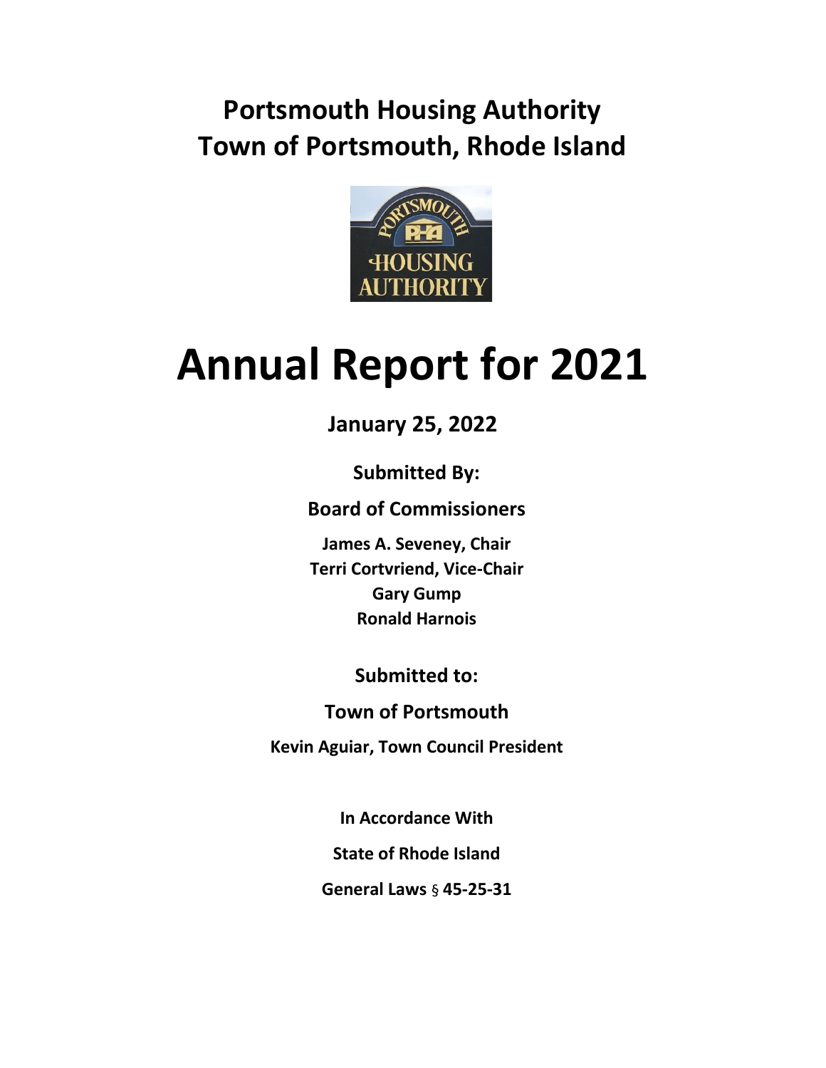# Portsmouth Housing Authority
# Town of Portsmouth, Rhode Island

# Annual Report for 2021

**January 25, 2022**

**Submitted By:**

**Board of Commissioners**

**James A. Seveney, Chair**
**Terri Cortvriend, Vice-Chair**
**Gary Gump**
**Ronald Harnois**

**Submitted to:**

**Town of Portsmouth**

**Kevin Aguiar, Town Council President**

**In Accordance With**

**State of Rhode Island**

**General Laws § 45-25-31**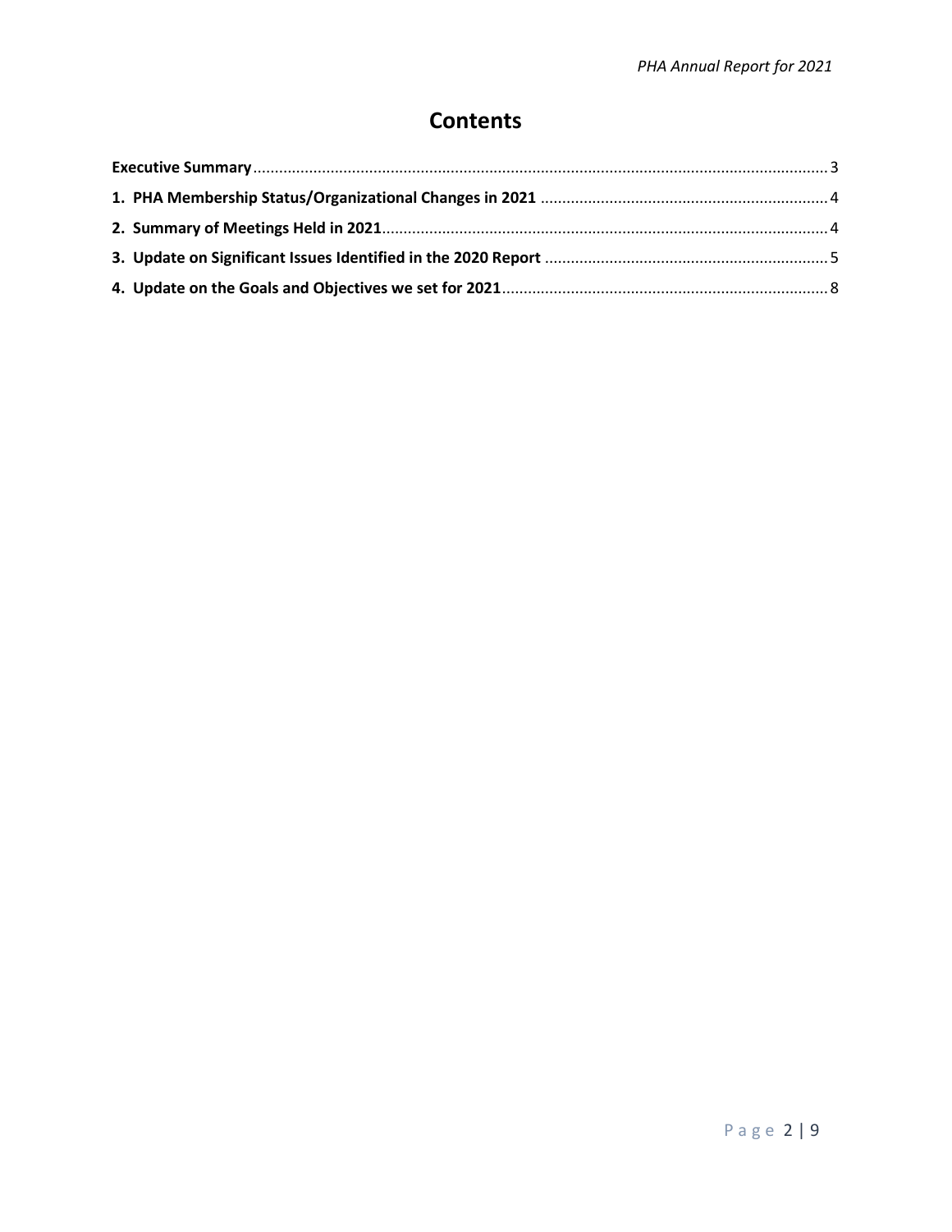# Contents

**Executive Summary** ....................................................................................................................................... 3

**1. PHA Membership Status/Organizational Changes in 2021** ................................................................... 4

**2. Summary of Meetings Held in 2021** ....................................................................................................... 4

**3. Update on Significant Issues Identified in the 2020 Report** .................................................................. 5

**4. Update on the Goals and Objectives we set for 2021** ............................................................................ 8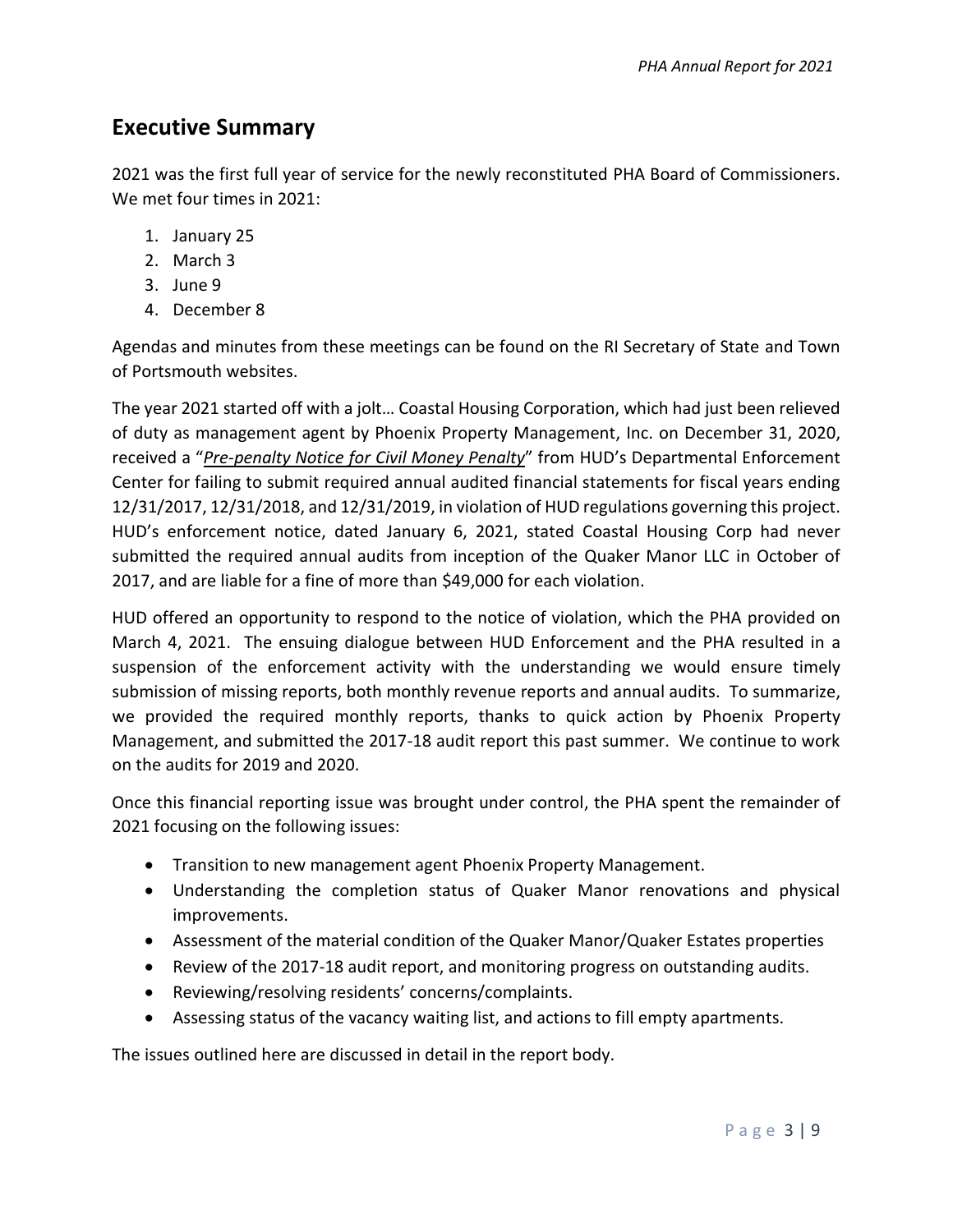## Executive Summary

2021 was the first full year of service for the newly reconstituted PHA Board of Commissioners. We met four times in 2021:

1. January 25
2. March 3
3. June 9
4. December 8

Agendas and minutes from these meetings can be found on the RI Secretary of State and Town of Portsmouth websites.

The year 2021 started off with a jolt… Coastal Housing Corporation, which had just been relieved of duty as management agent by Phoenix Property Management, Inc. on December 31, 2020, received a "*Pre-penalty Notice for Civil Money Penalty*" from HUD's Departmental Enforcement Center for failing to submit required annual audited financial statements for fiscal years ending 12/31/2017, 12/31/2018, and 12/31/2019, in violation of HUD regulations governing this project. HUD's enforcement notice, dated January 6, 2021, stated Coastal Housing Corp had never submitted the required annual audits from inception of the Quaker Manor LLC in October of 2017, and are liable for a fine of more than $49,000 for each violation.

HUD offered an opportunity to respond to the notice of violation, which the PHA provided on March 4, 2021. The ensuing dialogue between HUD Enforcement and the PHA resulted in a suspension of the enforcement activity with the understanding we would ensure timely submission of missing reports, both monthly revenue reports and annual audits. To summarize, we provided the required monthly reports, thanks to quick action by Phoenix Property Management, and submitted the 2017-18 audit report this past summer. We continue to work on the audits for 2019 and 2020.

Once this financial reporting issue was brought under control, the PHA spent the remainder of 2021 focusing on the following issues:

- Transition to new management agent Phoenix Property Management.
- Understanding the completion status of Quaker Manor renovations and physical improvements.
- Assessment of the material condition of the Quaker Manor/Quaker Estates properties
- Review of the 2017-18 audit report, and monitoring progress on outstanding audits.
- Reviewing/resolving residents' concerns/complaints.
- Assessing status of the vacancy waiting list, and actions to fill empty apartments.

The issues outlined here are discussed in detail in the report body.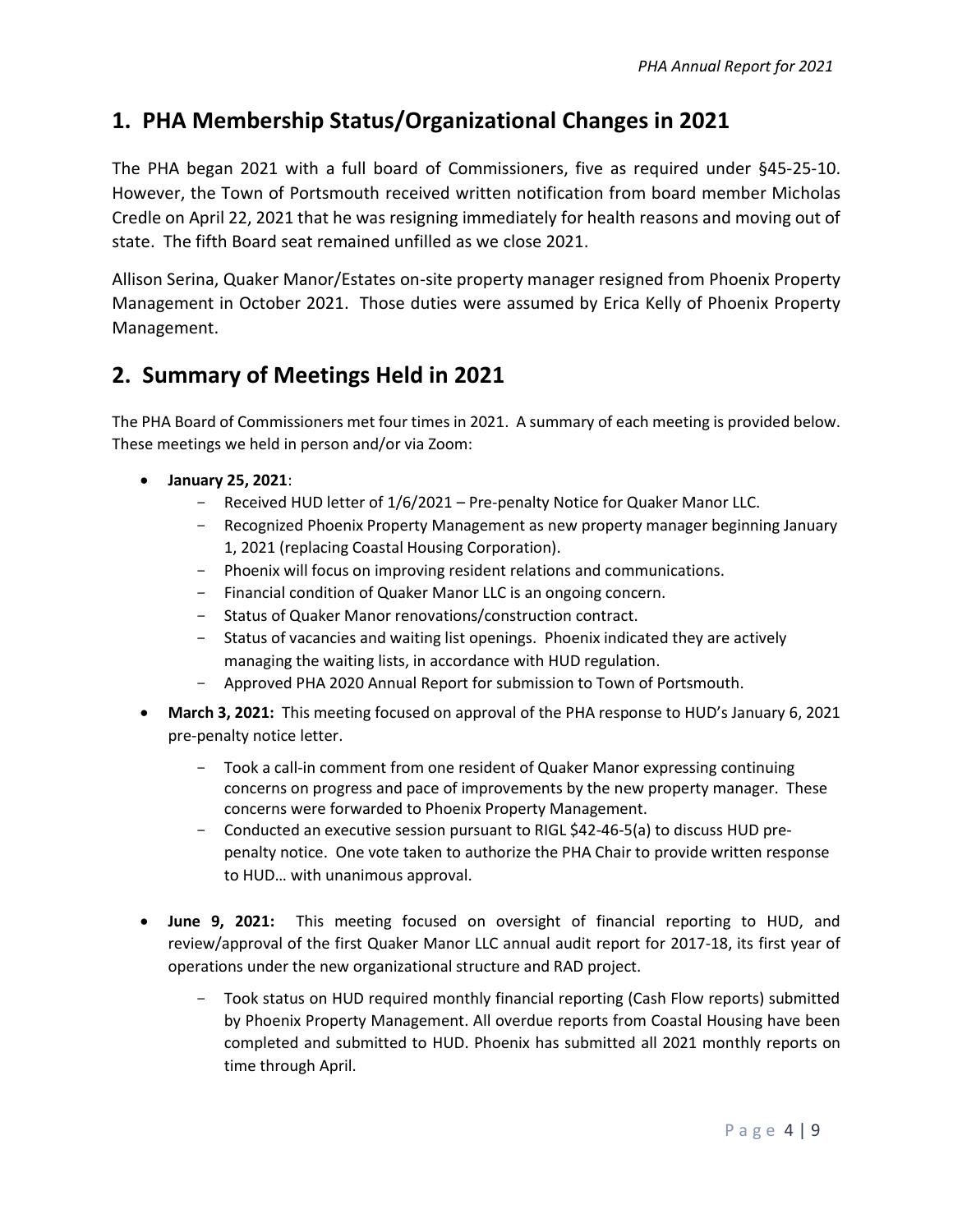## 1. PHA Membership Status/Organizational Changes in 2021

The PHA began 2021 with a full board of Commissioners, five as required under §45-25-10. However, the Town of Portsmouth received written notification from board member Micholas Credle on April 22, 2021 that he was resigning immediately for health reasons and moving out of state. The fifth Board seat remained unfilled as we close 2021.

Allison Serina, Quaker Manor/Estates on-site property manager resigned from Phoenix Property Management in October 2021. Those duties were assumed by Erica Kelly of Phoenix Property Management.

## 2. Summary of Meetings Held in 2021

The PHA Board of Commissioners met four times in 2021. A summary of each meeting is provided below. These meetings we held in person and/or via Zoom:

- **January 25, 2021**:
  - Received HUD letter of 1/6/2021 – Pre-penalty Notice for Quaker Manor LLC.
  - Recognized Phoenix Property Management as new property manager beginning January 1, 2021 (replacing Coastal Housing Corporation).
  - Phoenix will focus on improving resident relations and communications.
  - Financial condition of Quaker Manor LLC is an ongoing concern.
  - Status of Quaker Manor renovations/construction contract.
  - Status of vacancies and waiting list openings. Phoenix indicated they are actively managing the waiting lists, in accordance with HUD regulation.
  - Approved PHA 2020 Annual Report for submission to Town of Portsmouth.
- **March 3, 2021:** This meeting focused on approval of the PHA response to HUD's January 6, 2021 pre-penalty notice letter.
  - Took a call-in comment from one resident of Quaker Manor expressing continuing concerns on progress and pace of improvements by the new property manager. These concerns were forwarded to Phoenix Property Management.
  - Conducted an executive session pursuant to RIGL $42-46-5(a) to discuss HUD pre-penalty notice. One vote taken to authorize the PHA Chair to provide written response to HUD… with unanimous approval.
- **June 9, 2021:** This meeting focused on oversight of financial reporting to HUD, and review/approval of the first Quaker Manor LLC annual audit report for 2017-18, its first year of operations under the new organizational structure and RAD project.
  - Took status on HUD required monthly financial reporting (Cash Flow reports) submitted by Phoenix Property Management. All overdue reports from Coastal Housing have been completed and submitted to HUD. Phoenix has submitted all 2021 monthly reports on time through April.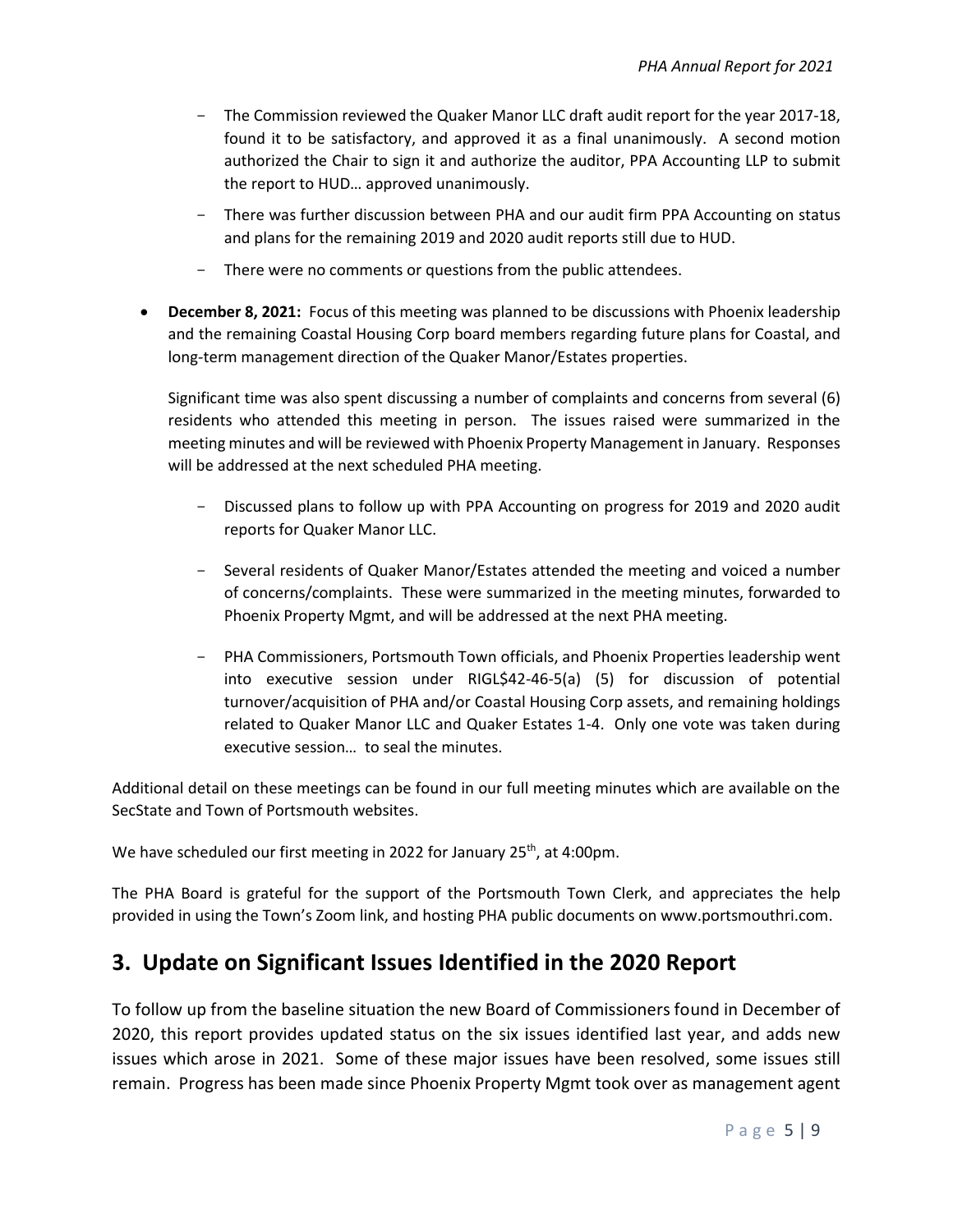- The Commission reviewed the Quaker Manor LLC draft audit report for the year 2017-18, found it to be satisfactory, and approved it as a final unanimously. A second motion authorized the Chair to sign it and authorize the auditor, PPA Accounting LLP to submit the report to HUD… approved unanimously.
- There was further discussion between PHA and our audit firm PPA Accounting on status and plans for the remaining 2019 and 2020 audit reports still due to HUD.
- There were no comments or questions from the public attendees.

- **December 8, 2021:** Focus of this meeting was planned to be discussions with Phoenix leadership and the remaining Coastal Housing Corp board members regarding future plans for Coastal, and long-term management direction of the Quaker Manor/Estates properties.

  Significant time was also spent discussing a number of complaints and concerns from several (6) residents who attended this meeting in person. The issues raised were summarized in the meeting minutes and will be reviewed with Phoenix Property Management in January. Responses will be addressed at the next scheduled PHA meeting.

  - Discussed plans to follow up with PPA Accounting on progress for 2019 and 2020 audit reports for Quaker Manor LLC.
  - Several residents of Quaker Manor/Estates attended the meeting and voiced a number of concerns/complaints. These were summarized in the meeting minutes, forwarded to Phoenix Property Mgmt, and will be addressed at the next PHA meeting.
  - PHA Commissioners, Portsmouth Town officials, and Phoenix Properties leadership went into executive session under RIGL$42-46-5(a) (5) for discussion of potential turnover/acquisition of PHA and/or Coastal Housing Corp assets, and remaining holdings related to Quaker Manor LLC and Quaker Estates 1-4. Only one vote was taken during executive session… to seal the minutes.

Additional detail on these meetings can be found in our full meeting minutes which are available on the SecState and Town of Portsmouth websites.

We have scheduled our first meeting in 2022 for January 25th, at 4:00pm.

The PHA Board is grateful for the support of the Portsmouth Town Clerk, and appreciates the help provided in using the Town's Zoom link, and hosting PHA public documents on www.portsmouthri.com.

## 3. Update on Significant Issues Identified in the 2020 Report

To follow up from the baseline situation the new Board of Commissioners found in December of 2020, this report provides updated status on the six issues identified last year, and adds new issues which arose in 2021. Some of these major issues have been resolved, some issues still remain. Progress has been made since Phoenix Property Mgmt took over as management agent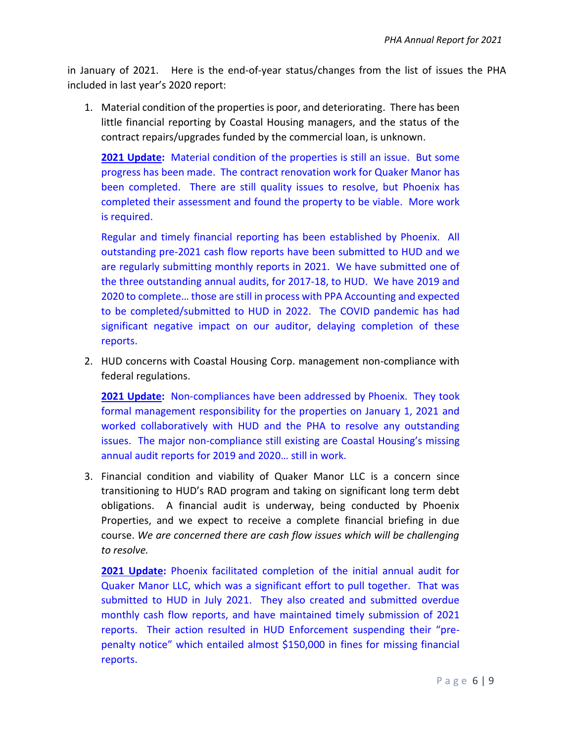in January of 2021. Here is the end-of-year status/changes from the list of issues the PHA included in last year's 2020 report:

1. Material condition of the properties is poor, and deteriorating. There has been little financial reporting by Coastal Housing managers, and the status of the contract repairs/upgrades funded by the commercial loan, is unknown.

   **2021 Update:** Material condition of the properties is still an issue. But some progress has been made. The contract renovation work for Quaker Manor has been completed. There are still quality issues to resolve, but Phoenix has completed their assessment and found the property to be viable. More work is required.

   Regular and timely financial reporting has been established by Phoenix. All outstanding pre-2021 cash flow reports have been submitted to HUD and we are regularly submitting monthly reports in 2021. We have submitted one of the three outstanding annual audits, for 2017-18, to HUD. We have 2019 and 2020 to complete… those are still in process with PPA Accounting and expected to be completed/submitted to HUD in 2022. The COVID pandemic has had significant negative impact on our auditor, delaying completion of these reports.

2. HUD concerns with Coastal Housing Corp. management non-compliance with federal regulations.

   **2021 Update:** Non-compliances have been addressed by Phoenix. They took formal management responsibility for the properties on January 1, 2021 and worked collaboratively with HUD and the PHA to resolve any outstanding issues. The major non-compliance still existing are Coastal Housing's missing annual audit reports for 2019 and 2020… still in work.

3. Financial condition and viability of Quaker Manor LLC is a concern since transitioning to HUD's RAD program and taking on significant long term debt obligations. A financial audit is underway, being conducted by Phoenix Properties, and we expect to receive a complete financial briefing in due course. *We are concerned there are cash flow issues which will be challenging to resolve.*

   **2021 Update:** Phoenix facilitated completion of the initial annual audit for Quaker Manor LLC, which was a significant effort to pull together. That was submitted to HUD in July 2021. They also created and submitted overdue monthly cash flow reports, and have maintained timely submission of 2021 reports. Their action resulted in HUD Enforcement suspending their "pre-penalty notice" which entailed almost $150,000 in fines for missing financial reports.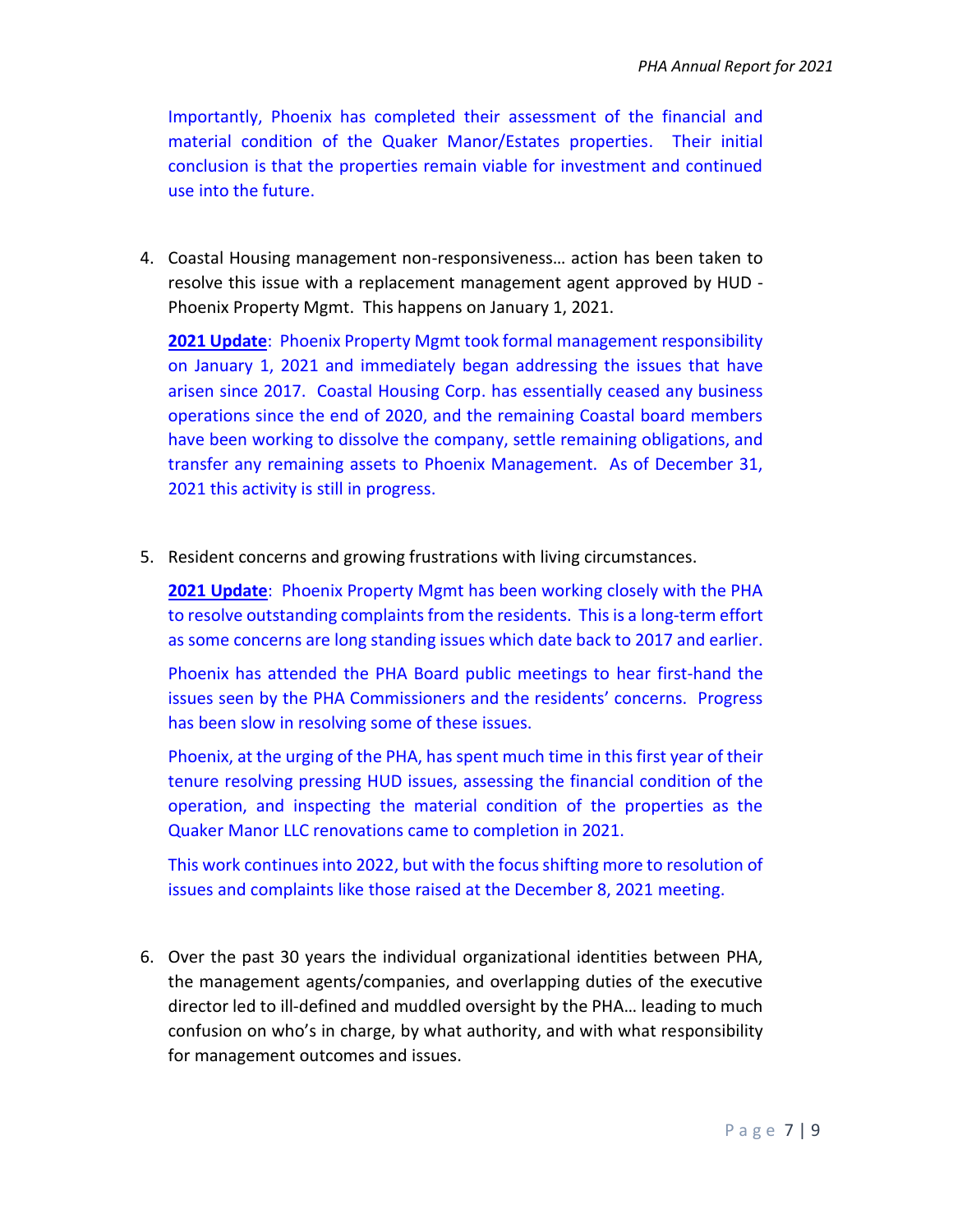Importantly, Phoenix has completed their assessment of the financial and material condition of the Quaker Manor/Estates properties. Their initial conclusion is that the properties remain viable for investment and continued use into the future.

4. Coastal Housing management non-responsiveness… action has been taken to resolve this issue with a replacement management agent approved by HUD - Phoenix Property Mgmt. This happens on January 1, 2021.

   **2021 Update**: Phoenix Property Mgmt took formal management responsibility on January 1, 2021 and immediately began addressing the issues that have arisen since 2017. Coastal Housing Corp. has essentially ceased any business operations since the end of 2020, and the remaining Coastal board members have been working to dissolve the company, settle remaining obligations, and transfer any remaining assets to Phoenix Management. As of December 31, 2021 this activity is still in progress.

5. Resident concerns and growing frustrations with living circumstances.

   **2021 Update**: Phoenix Property Mgmt has been working closely with the PHA to resolve outstanding complaints from the residents. This is a long-term effort as some concerns are long standing issues which date back to 2017 and earlier.

   Phoenix has attended the PHA Board public meetings to hear first-hand the issues seen by the PHA Commissioners and the residents' concerns. Progress has been slow in resolving some of these issues.

   Phoenix, at the urging of the PHA, has spent much time in this first year of their tenure resolving pressing HUD issues, assessing the financial condition of the operation, and inspecting the material condition of the properties as the Quaker Manor LLC renovations came to completion in 2021.

   This work continues into 2022, but with the focus shifting more to resolution of issues and complaints like those raised at the December 8, 2021 meeting.

6. Over the past 30 years the individual organizational identities between PHA, the management agents/companies, and overlapping duties of the executive director led to ill-defined and muddled oversight by the PHA… leading to much confusion on who's in charge, by what authority, and with what responsibility for management outcomes and issues.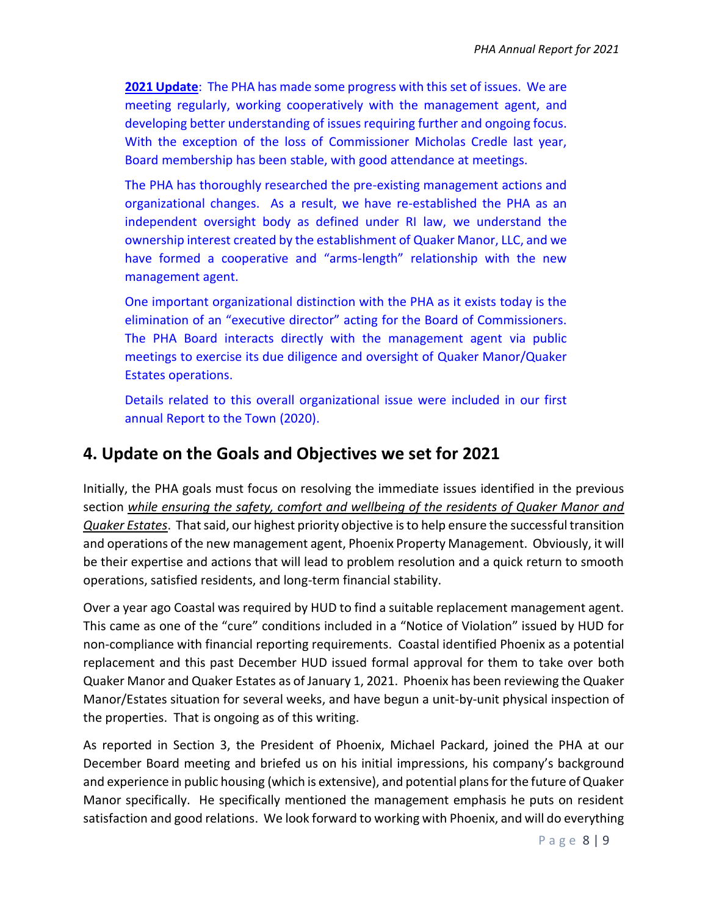**2021 Update**: The PHA has made some progress with this set of issues. We are meeting regularly, working cooperatively with the management agent, and developing better understanding of issues requiring further and ongoing focus. With the exception of the loss of Commissioner Micholas Credle last year, Board membership has been stable, with good attendance at meetings.

The PHA has thoroughly researched the pre-existing management actions and organizational changes. As a result, we have re-established the PHA as an independent oversight body as defined under RI law, we understand the ownership interest created by the establishment of Quaker Manor, LLC, and we have formed a cooperative and "arms-length" relationship with the new management agent.

One important organizational distinction with the PHA as it exists today is the elimination of an "executive director" acting for the Board of Commissioners. The PHA Board interacts directly with the management agent via public meetings to exercise its due diligence and oversight of Quaker Manor/Quaker Estates operations.

Details related to this overall organizational issue were included in our first annual Report to the Town (2020).

## 4. Update on the Goals and Objectives we set for 2021

Initially, the PHA goals must focus on resolving the immediate issues identified in the previous section *while ensuring the safety, comfort and wellbeing of the residents of Quaker Manor and Quaker Estates*. That said, our highest priority objective is to help ensure the successful transition and operations of the new management agent, Phoenix Property Management. Obviously, it will be their expertise and actions that will lead to problem resolution and a quick return to smooth operations, satisfied residents, and long-term financial stability.

Over a year ago Coastal was required by HUD to find a suitable replacement management agent. This came as one of the "cure" conditions included in a "Notice of Violation" issued by HUD for non-compliance with financial reporting requirements. Coastal identified Phoenix as a potential replacement and this past December HUD issued formal approval for them to take over both Quaker Manor and Quaker Estates as of January 1, 2021. Phoenix has been reviewing the Quaker Manor/Estates situation for several weeks, and have begun a unit-by-unit physical inspection of the properties. That is ongoing as of this writing.

As reported in Section 3, the President of Phoenix, Michael Packard, joined the PHA at our December Board meeting and briefed us on his initial impressions, his company's background and experience in public housing (which is extensive), and potential plans for the future of Quaker Manor specifically. He specifically mentioned the management emphasis he puts on resident satisfaction and good relations. We look forward to working with Phoenix, and will do everything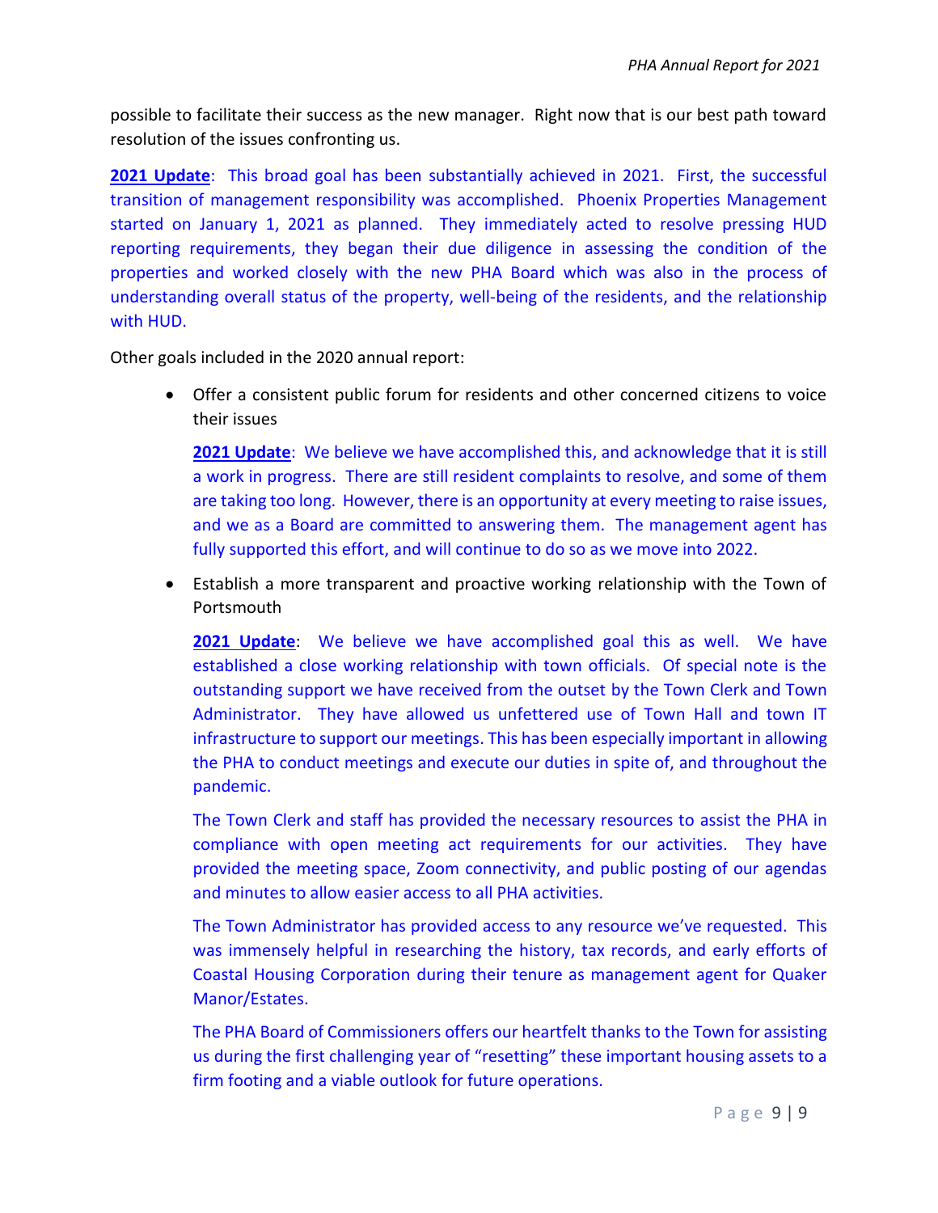possible to facilitate their success as the new manager. Right now that is our best path toward resolution of the issues confronting us.

**2021 Update**: This broad goal has been substantially achieved in 2021. First, the successful transition of management responsibility was accomplished. Phoenix Properties Management started on January 1, 2021 as planned. They immediately acted to resolve pressing HUD reporting requirements, they began their due diligence in assessing the condition of the properties and worked closely with the new PHA Board which was also in the process of understanding overall status of the property, well-being of the residents, and the relationship with HUD.

Other goals included in the 2020 annual report:

- Offer a consistent public forum for residents and other concerned citizens to voice their issues

  **2021 Update**: We believe we have accomplished this, and acknowledge that it is still a work in progress. There are still resident complaints to resolve, and some of them are taking too long. However, there is an opportunity at every meeting to raise issues, and we as a Board are committed to answering them. The management agent has fully supported this effort, and will continue to do so as we move into 2022.

- Establish a more transparent and proactive working relationship with the Town of Portsmouth

  **2021 Update**: We believe we have accomplished goal this as well. We have established a close working relationship with town officials. Of special note is the outstanding support we have received from the outset by the Town Clerk and Town Administrator. They have allowed us unfettered use of Town Hall and town IT infrastructure to support our meetings. This has been especially important in allowing the PHA to conduct meetings and execute our duties in spite of, and throughout the pandemic.

  The Town Clerk and staff has provided the necessary resources to assist the PHA in compliance with open meeting act requirements for our activities. They have provided the meeting space, Zoom connectivity, and public posting of our agendas and minutes to allow easier access to all PHA activities.

  The Town Administrator has provided access to any resource we've requested. This was immensely helpful in researching the history, tax records, and early efforts of Coastal Housing Corporation during their tenure as management agent for Quaker Manor/Estates.

  The PHA Board of Commissioners offers our heartfelt thanks to the Town for assisting us during the first challenging year of "resetting" these important housing assets to a firm footing and a viable outlook for future operations.